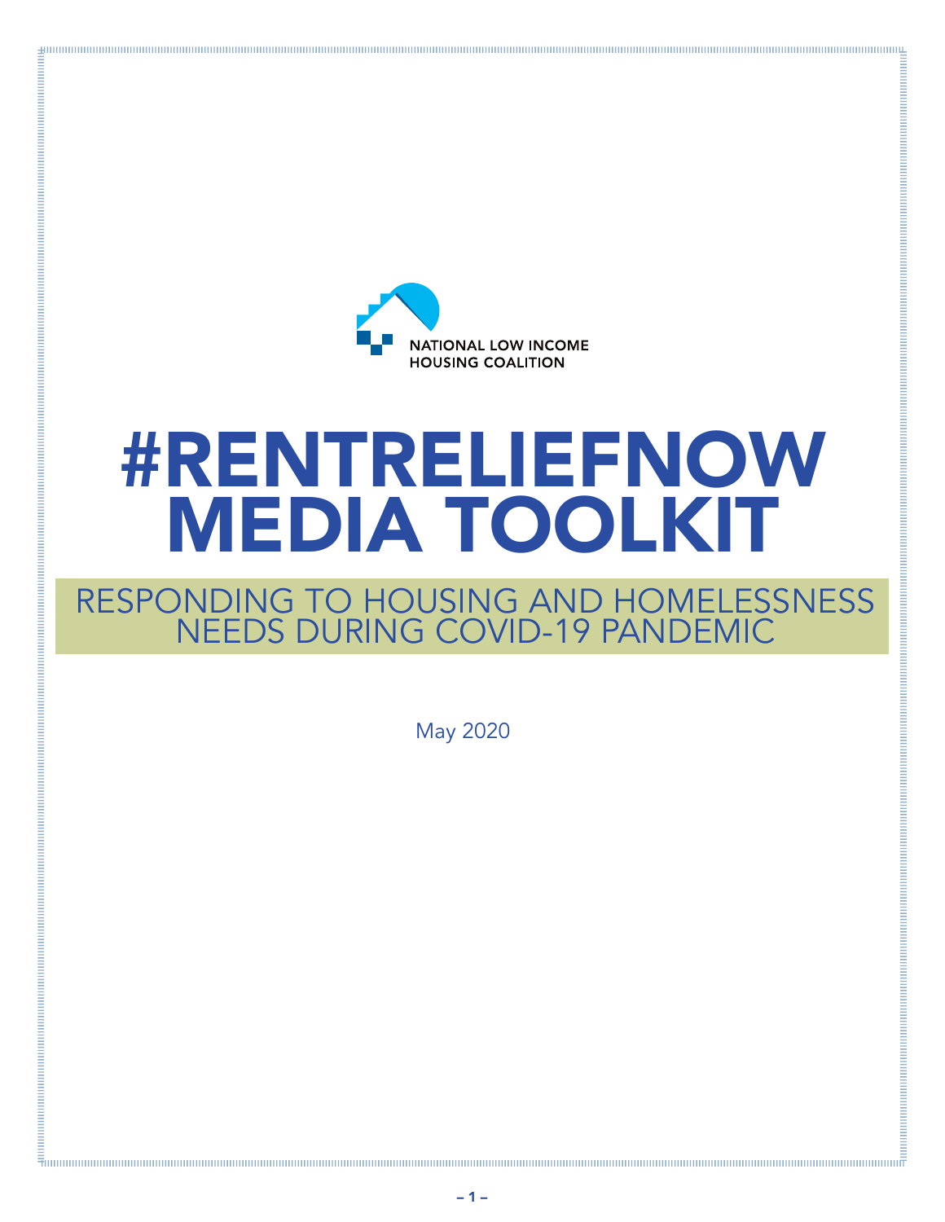NATIONAL LOW INCOME HOUSING COALITION

# #RENTRELIEFNOW MEDIA TOOLKIT

## RESPONDING TO HOUSING AND HOMELESSNESS NEEDS DURING COVID-19 PANDEMIC

May 2020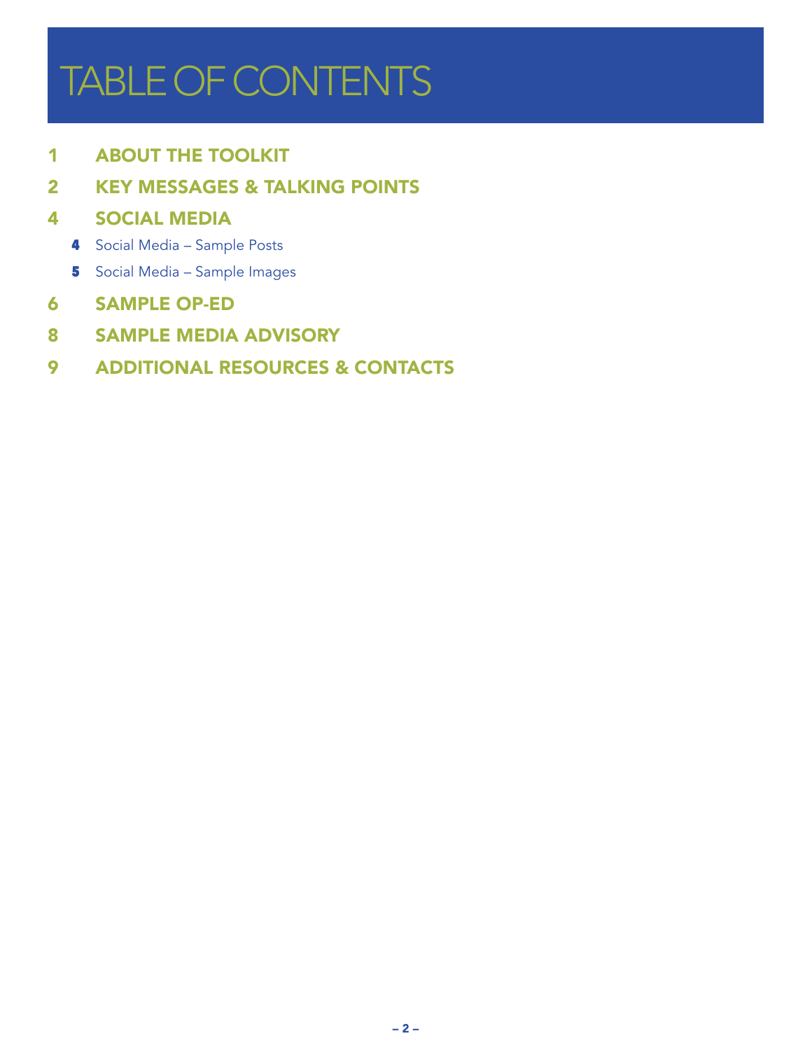# TABLE OF CONTENTS

1 **ABOUT THE TOOLKIT**

2 **KEY MESSAGES & TALKING POINTS**

4 **SOCIAL MEDIA**

- 4 Social Media – Sample Posts
- 5 Social Media – Sample Images

6 **SAMPLE OP-ED**

8 **SAMPLE MEDIA ADVISORY**

9 **ADDITIONAL RESOURCES & CONTACTS**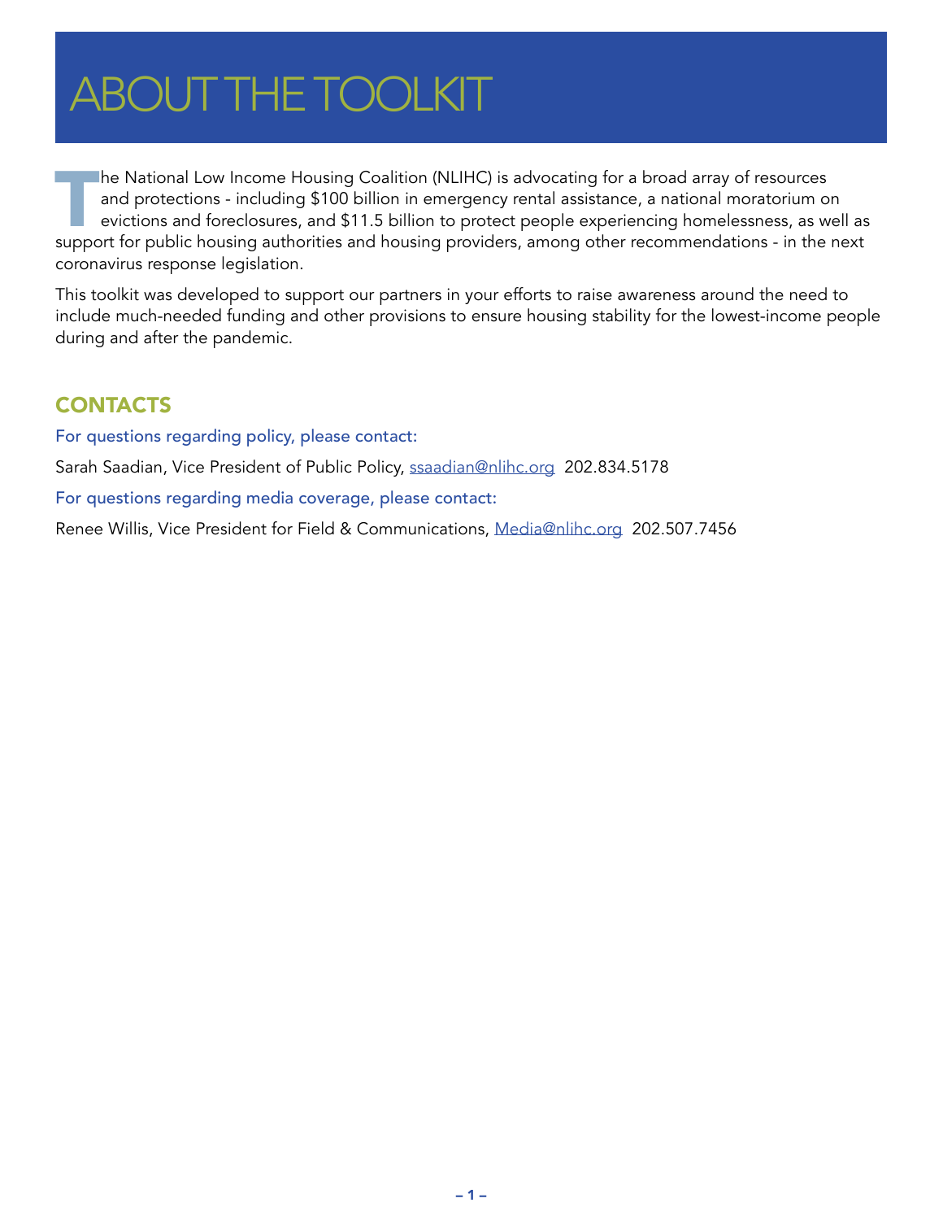# ABOUT THE TOOLKIT

The National Low Income Housing Coalition (NLIHC) is advocating for a broad array of resources and protections - including $100 billion in emergency rental assistance, a national moratorium on evictions and foreclosures, and $11.5 billion to protect people experiencing homelessness, as well as support for public housing authorities and housing providers, among other recommendations - in the next coronavirus response legislation.

This toolkit was developed to support our partners in your efforts to raise awareness around the need to include much-needed funding and other provisions to ensure housing stability for the lowest-income people during and after the pandemic.

## CONTACTS

For questions regarding policy, please contact:

Sarah Saadian, Vice President of Public Policy, ssaadian@nlihc.org 202.834.5178

For questions regarding media coverage, please contact:

Renee Willis, Vice President for Field & Communications, Media@nlihc.org 202.507.7456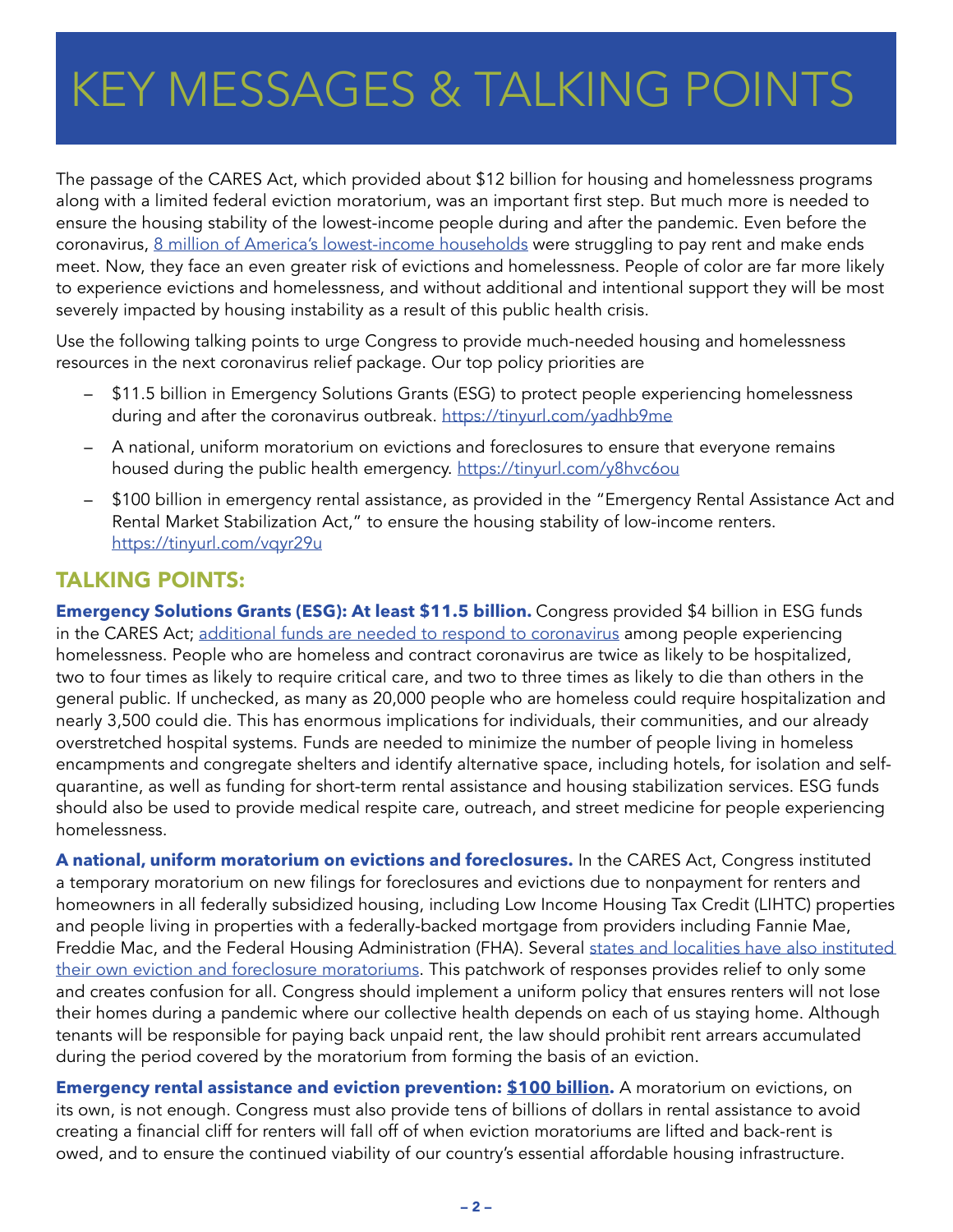# KEY MESSAGES & TALKING POINTS

The passage of the CARES Act, which provided about $12 billion for housing and homelessness programs along with a limited federal eviction moratorium, was an important first step. But much more is needed to ensure the housing stability of the lowest-income people during and after the pandemic. Even before the coronavirus, 8 million of America's lowest-income households were struggling to pay rent and make ends meet. Now, they face an even greater risk of evictions and homelessness. People of color are far more likely to experience evictions and homelessness, and without additional and intentional support they will be most severely impacted by housing instability as a result of this public health crisis.

Use the following talking points to urge Congress to provide much-needed housing and homelessness resources in the next coronavirus relief package. Our top policy priorities are

- $11.5 billion in Emergency Solutions Grants (ESG) to protect people experiencing homelessness during and after the coronavirus outbreak. https://tinyurl.com/yadhb9me
- A national, uniform moratorium on evictions and foreclosures to ensure that everyone remains housed during the public health emergency. https://tinyurl.com/y8hvc6ou
- $100 billion in emergency rental assistance, as provided in the "Emergency Rental Assistance Act and Rental Market Stabilization Act," to ensure the housing stability of low-income renters. https://tinyurl.com/vqyr29u

## TALKING POINTS:

**Emergency Solutions Grants (ESG): At least $11.5 billion.** Congress provided $4 billion in ESG funds in the CARES Act; additional funds are needed to respond to coronavirus among people experiencing homelessness. People who are homeless and contract coronavirus are twice as likely to be hospitalized, two to four times as likely to require critical care, and two to three times as likely to die than others in the general public. If unchecked, as many as 20,000 people who are homeless could require hospitalization and nearly 3,500 could die. This has enormous implications for individuals, their communities, and our already overstretched hospital systems. Funds are needed to minimize the number of people living in homeless encampments and congregate shelters and identify alternative space, including hotels, for isolation and self-quarantine, as well as funding for short-term rental assistance and housing stabilization services. ESG funds should also be used to provide medical respite care, outreach, and street medicine for people experiencing homelessness.

**A national, uniform moratorium on evictions and foreclosures.** In the CARES Act, Congress instituted a temporary moratorium on new filings for foreclosures and evictions due to nonpayment for renters and homeowners in all federally subsidized housing, including Low Income Housing Tax Credit (LIHTC) properties and people living in properties with a federally-backed mortgage from providers including Fannie Mae, Freddie Mac, and the Federal Housing Administration (FHA). Several states and localities have also instituted their own eviction and foreclosure moratoriums. This patchwork of responses provides relief to only some and creates confusion for all. Congress should implement a uniform policy that ensures renters will not lose their homes during a pandemic where our collective health depends on each of us staying home. Although tenants will be responsible for paying back unpaid rent, the law should prohibit rent arrears accumulated during the period covered by the moratorium from forming the basis of an eviction.

**Emergency rental assistance and eviction prevention: $100 billion.** A moratorium on evictions, on its own, is not enough. Congress must also provide tens of billions of dollars in rental assistance to avoid creating a financial cliff for renters will fall off of when eviction moratoriums are lifted and back-rent is owed, and to ensure the continued viability of our country's essential affordable housing infrastructure.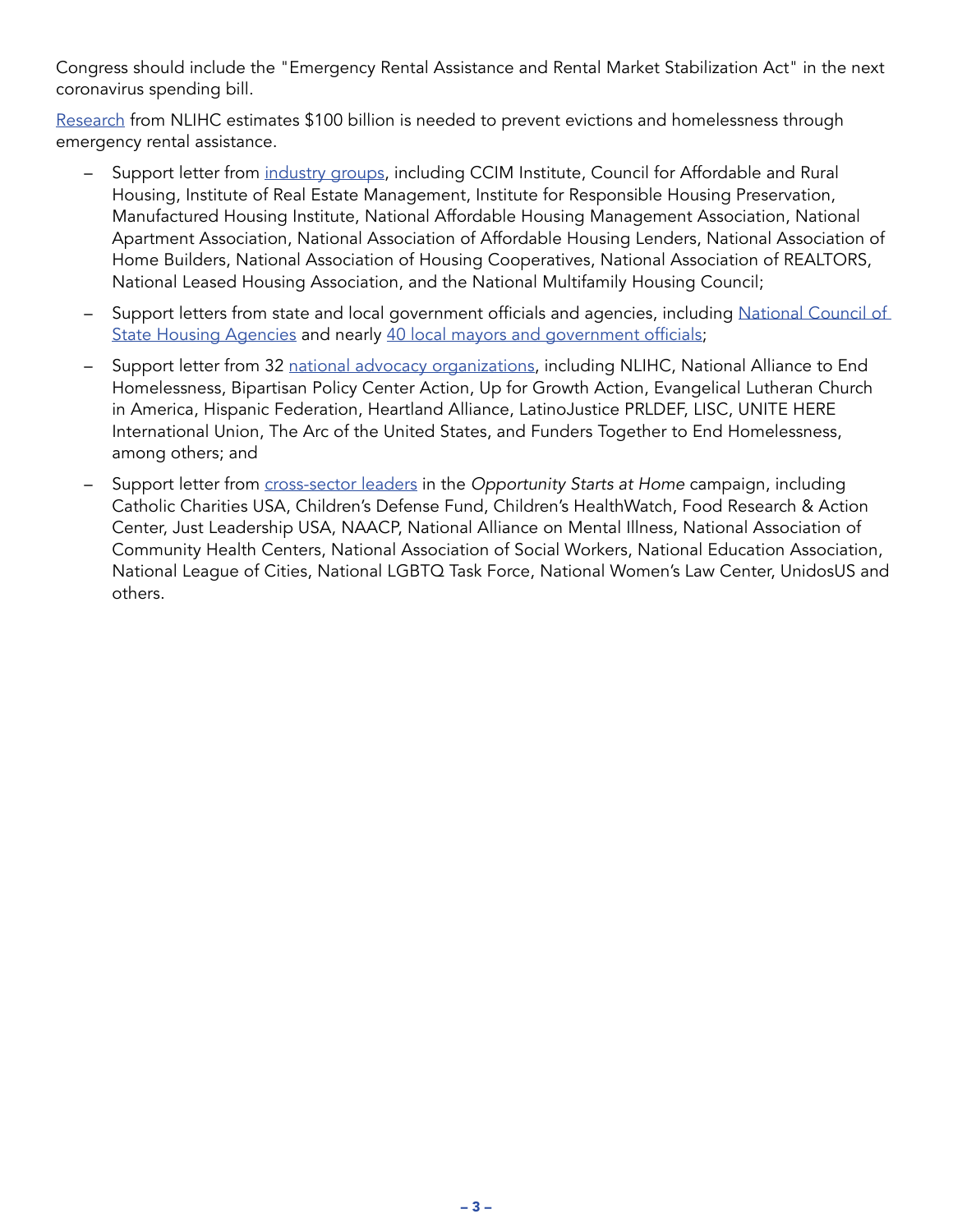Congress should include the "Emergency Rental Assistance and Rental Market Stabilization Act" in the next coronavirus spending bill.

Research from NLIHC estimates $100 billion is needed to prevent evictions and homelessness through emergency rental assistance.

- Support letter from industry groups, including CCIM Institute, Council for Affordable and Rural Housing, Institute of Real Estate Management, Institute for Responsible Housing Preservation, Manufactured Housing Institute, National Affordable Housing Management Association, National Apartment Association, National Association of Affordable Housing Lenders, National Association of Home Builders, National Association of Housing Cooperatives, National Association of REALTORS, National Leased Housing Association, and the National Multifamily Housing Council;
- Support letters from state and local government officials and agencies, including National Council of State Housing Agencies and nearly 40 local mayors and government officials;
- Support letter from 32 national advocacy organizations, including NLIHC, National Alliance to End Homelessness, Bipartisan Policy Center Action, Up for Growth Action, Evangelical Lutheran Church in America, Hispanic Federation, Heartland Alliance, LatinoJustice PRLDEF, LISC, UNITE HERE International Union, The Arc of the United States, and Funders Together to End Homelessness, among others; and
- Support letter from cross-sector leaders in the *Opportunity Starts at Home* campaign, including Catholic Charities USA, Children's Defense Fund, Children's HealthWatch, Food Research & Action Center, Just Leadership USA, NAACP, National Alliance on Mental Illness, National Association of Community Health Centers, National Association of Social Workers, National Education Association, National League of Cities, National LGBTQ Task Force, National Women's Law Center, UnidosUS and others.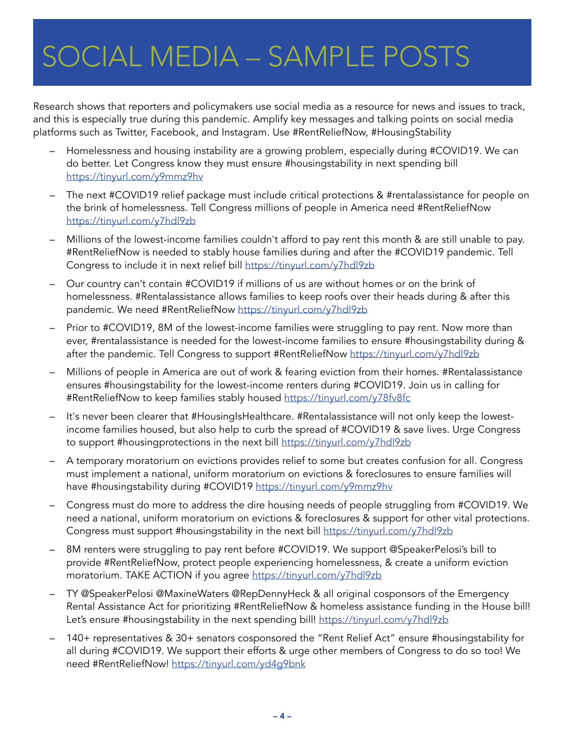# SOCIAL MEDIA – SAMPLE POSTS

Research shows that reporters and policymakers use social media as a resource for news and issues to track, and this is especially true during this pandemic. Amplify key messages and talking points on social media platforms such as Twitter, Facebook, and Instagram. Use #RentReliefNow, #HousingStability

- Homelessness and housing instability are a growing problem, especially during #COVID19. We can do better. Let Congress know they must ensure #housingstability in next spending bill https://tinyurl.com/y9mmz9hv
- The next #COVID19 relief package must include critical protections & #rentalassistance for people on the brink of homelessness. Tell Congress millions of people in America need #RentReliefNow https://tinyurl.com/y7hdl9zb
- Millions of the lowest-income families couldn't afford to pay rent this month & are still unable to pay. #RentReliefNow is needed to stably house families during and after the #COVID19 pandemic. Tell Congress to include it in next relief bill https://tinyurl.com/y7hdl9zb
- Our country can't contain #COVID19 if millions of us are without homes or on the brink of homelessness. #Rentalassistance allows families to keep roofs over their heads during & after this pandemic. We need #RentReliefNow https://tinyurl.com/y7hdl9zb
- Prior to #COVID19, 8M of the lowest-income families were struggling to pay rent. Now more than ever, #rentalassistance is needed for the lowest-income families to ensure #housingstability during & after the pandemic. Tell Congress to support #RentReliefNow https://tinyurl.com/y7hdl9zb
- Millions of people in America are out of work & fearing eviction from their homes. #Rentalassistance ensures #housingstability for the lowest-income renters during #COVID19. Join us in calling for #RentReliefNow to keep families stably housed https://tinyurl.com/y78fv8fc
- It's never been clearer that #HousingIsHealthcare. #Rentalassistance will not only keep the lowest-income families housed, but also help to curb the spread of #COVID19 & save lives. Urge Congress to support #housingprotections in the next bill https://tinyurl.com/y7hdl9zb
- A temporary moratorium on evictions provides relief to some but creates confusion for all. Congress must implement a national, uniform moratorium on evictions & foreclosures to ensure families will have #housingstability during #COVID19 https://tinyurl.com/y9mmz9hv
- Congress must do more to address the dire housing needs of people struggling from #COVID19. We need a national, uniform moratorium on evictions & foreclosures & support for other vital protections. Congress must support #housingstability in the next bill https://tinyurl.com/y7hdl9zb
- 8M renters were struggling to pay rent before #COVID19. We support @SpeakerPelosi's bill to provide #RentReliefNow, protect people experiencing homelessness, & create a uniform eviction moratorium. TAKE ACTION if you agree https://tinyurl.com/y7hdl9zb
- TY @SpeakerPelosi @MaxineWaters @RepDennyHeck & all original cosponsors of the Emergency Rental Assistance Act for prioritizing #RentReliefNow & homeless assistance funding in the House bill! Let's ensure #housingstability in the next spending bill! https://tinyurl.com/y7hdl9zb
- 140+ representatives & 30+ senators cosponsored the "Rent Relief Act" ensure #housingstability for all during #COVID19. We support their efforts & urge other members of Congress to do so too! We need #RentReliefNow! https://tinyurl.com/yd4g9bnk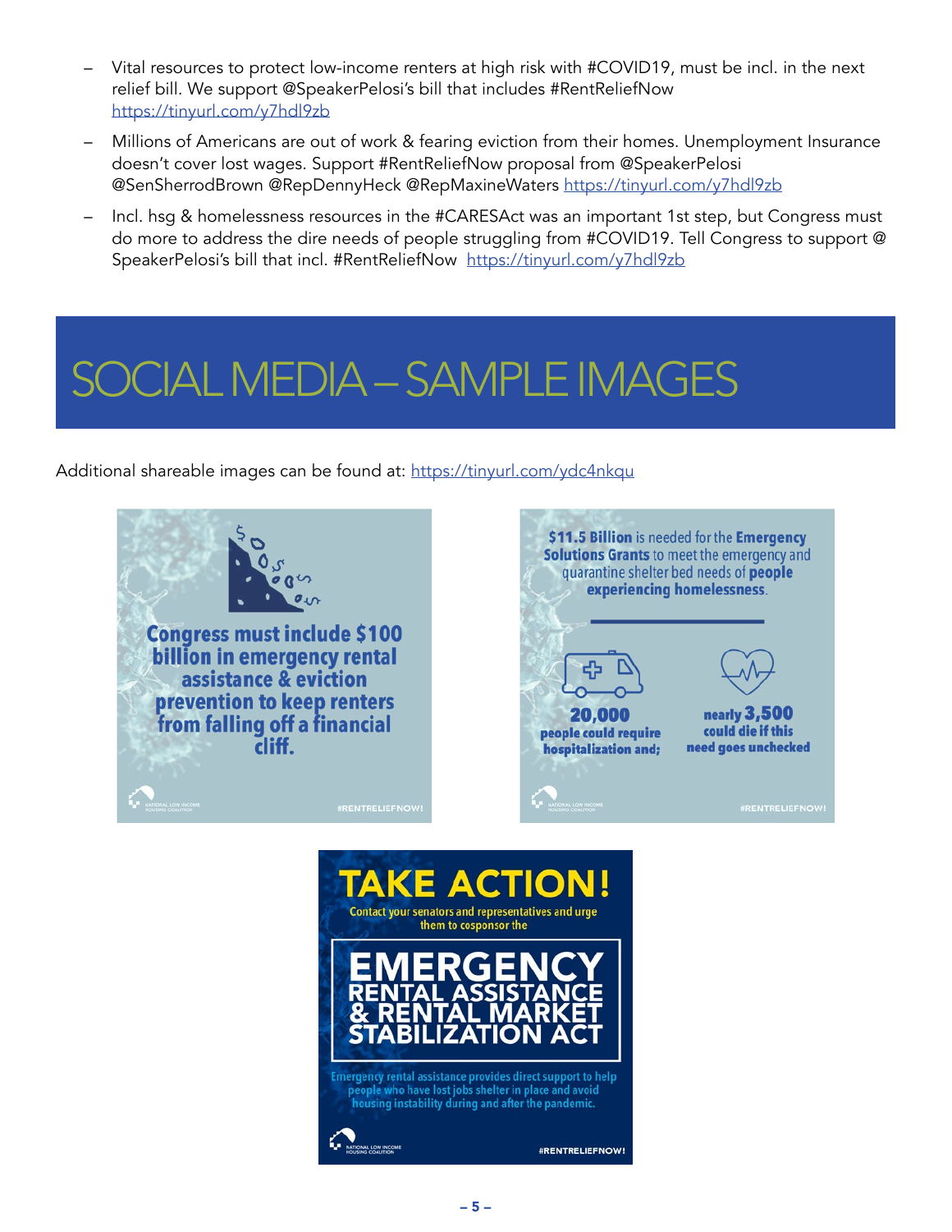- Vital resources to protect low-income renters at high risk with #COVID19, must be incl. in the next relief bill. We support @SpeakerPelosi's bill that includes #RentReliefNow https://tinyurl.com/y7hdl9zb
- Millions of Americans are out of work & fearing eviction from their homes. Unemployment Insurance doesn't cover lost wages. Support #RentReliefNow proposal from @SpeakerPelosi @SenSherrodBrown @RepDennyHeck @RepMaxineWaters https://tinyurl.com/y7hdl9zb
- Incl. hsg & homelessness resources in the #CARESAct was an important 1st step, but Congress must do more to address the dire needs of people struggling from #COVID19. Tell Congress to support @ SpeakerPelosi's bill that incl. #RentReliefNow https://tinyurl.com/y7hdl9zb

# SOCIAL MEDIA – SAMPLE IMAGES

Additional shareable images can be found at: https://tinyurl.com/ydc4nkqu

**Congress must include $100 billion in emergency rental assistance & eviction prevention to keep renters from falling off a financial cliff.**

NATIONAL LOW INCOME HOUSING COALITION #RENTRELIEFNOW!

**$11.5 Billion** is needed for the **Emergency Solutions Grants** to meet the emergency and quarantine shelter bed needs of **people experiencing homelessness**.

**20,000** people could require hospitalization and;

nearly **3,500** could die if this need goes unchecked

NATIONAL LOW INCOME HOUSING COALITION #RENTRELIEFNOW!

**TAKE ACTION!**

Contact your senators and representatives and urge them to cosponsor the

**EMERGENCY RENTAL ASSISTANCE & RENTAL MARKET STABILIZATION ACT**

Emergency rental assistance provides direct support to help people who have lost jobs shelter in place and avoid housing instability during and after the pandemic.

NATIONAL LOW INCOME HOUSING COALITION #RENTRELIEFNOW!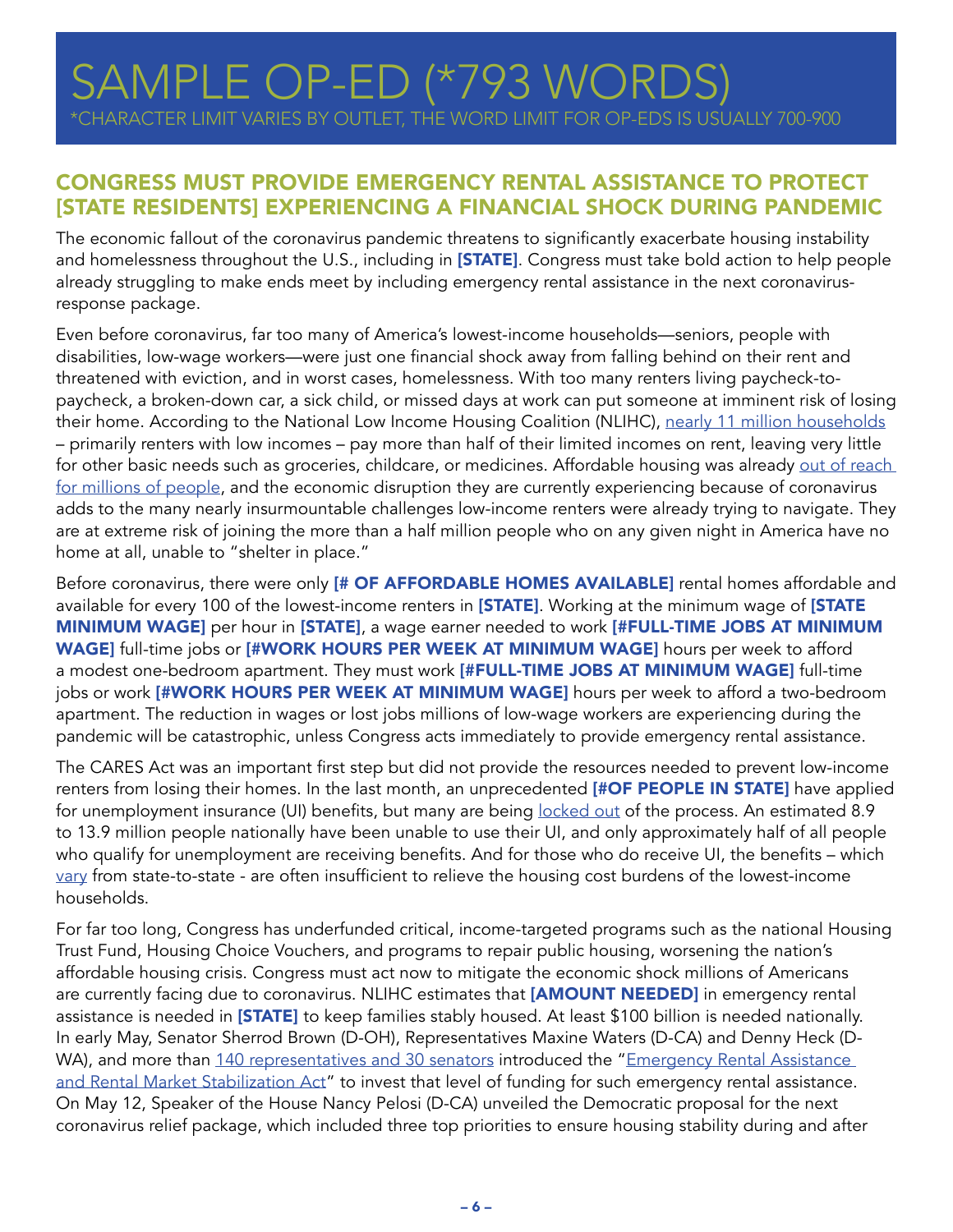# SAMPLE OP-ED (*793 WORDS)

*CHARACTER LIMIT VARIES BY OUTLET, THE WORD LIMIT FOR OP-EDS IS USUALLY 700-900

## CONGRESS MUST PROVIDE EMERGENCY RENTAL ASSISTANCE TO PROTECT [STATE RESIDENTS] EXPERIENCING A FINANCIAL SHOCK DURING PANDEMIC

The economic fallout of the coronavirus pandemic threatens to significantly exacerbate housing instability and homelessness throughout the U.S., including in **[STATE]**. Congress must take bold action to help people already struggling to make ends meet by including emergency rental assistance in the next coronavirus-response package.

Even before coronavirus, far too many of America's lowest-income households—seniors, people with disabilities, low-wage workers—were just one financial shock away from falling behind on their rent and threatened with eviction, and in worst cases, homelessness. With too many renters living paycheck-to-paycheck, a broken-down car, a sick child, or missed days at work can put someone at imminent risk of losing their home. According to the National Low Income Housing Coalition (NLIHC), nearly 11 million households – primarily renters with low incomes – pay more than half of their limited incomes on rent, leaving very little for other basic needs such as groceries, childcare, or medicines. Affordable housing was already out of reach for millions of people, and the economic disruption they are currently experiencing because of coronavirus adds to the many nearly insurmountable challenges low-income renters were already trying to navigate. They are at extreme risk of joining the more than a half million people who on any given night in America have no home at all, unable to "shelter in place."

Before coronavirus, there were only **[# OF AFFORDABLE HOMES AVAILABLE]** rental homes affordable and available for every 100 of the lowest-income renters in **[STATE]**. Working at the minimum wage of **[STATE MINIMUM WAGE]** per hour in **[STATE]**, a wage earner needed to work **[#FULL-TIME JOBS AT MINIMUM WAGE]** full-time jobs or **[#WORK HOURS PER WEEK AT MINIMUM WAGE]** hours per week to afford a modest one-bedroom apartment. They must work **[#FULL-TIME JOBS AT MINIMUM WAGE]** full-time jobs or work **[#WORK HOURS PER WEEK AT MINIMUM WAGE]** hours per week to afford a two-bedroom apartment. The reduction in wages or lost jobs millions of low-wage workers are experiencing during the pandemic will be catastrophic, unless Congress acts immediately to provide emergency rental assistance.

The CARES Act was an important first step but did not provide the resources needed to prevent low-income renters from losing their homes. In the last month, an unprecedented **[#OF PEOPLE IN STATE]** have applied for unemployment insurance (UI) benefits, but many are being locked out of the process. An estimated 8.9 to 13.9 million people nationally have been unable to use their UI, and only approximately half of all people who qualify for unemployment are receiving benefits. And for those who do receive UI, the benefits – which vary from state-to-state - are often insufficient to relieve the housing cost burdens of the lowest-income households.

For far too long, Congress has underfunded critical, income-targeted programs such as the national Housing Trust Fund, Housing Choice Vouchers, and programs to repair public housing, worsening the nation's affordable housing crisis. Congress must act now to mitigate the economic shock millions of Americans are currently facing due to coronavirus. NLIHC estimates that **[AMOUNT NEEDED]** in emergency rental assistance is needed in **[STATE]** to keep families stably housed. At least $100 billion is needed nationally. In early May, Senator Sherrod Brown (D-OH), Representatives Maxine Waters (D-CA) and Denny Heck (D-WA), and more than 140 representatives and 30 senators introduced the "Emergency Rental Assistance and Rental Market Stabilization Act" to invest that level of funding for such emergency rental assistance. On May 12, Speaker of the House Nancy Pelosi (D-CA) unveiled the Democratic proposal for the next coronavirus relief package, which included three top priorities to ensure housing stability during and after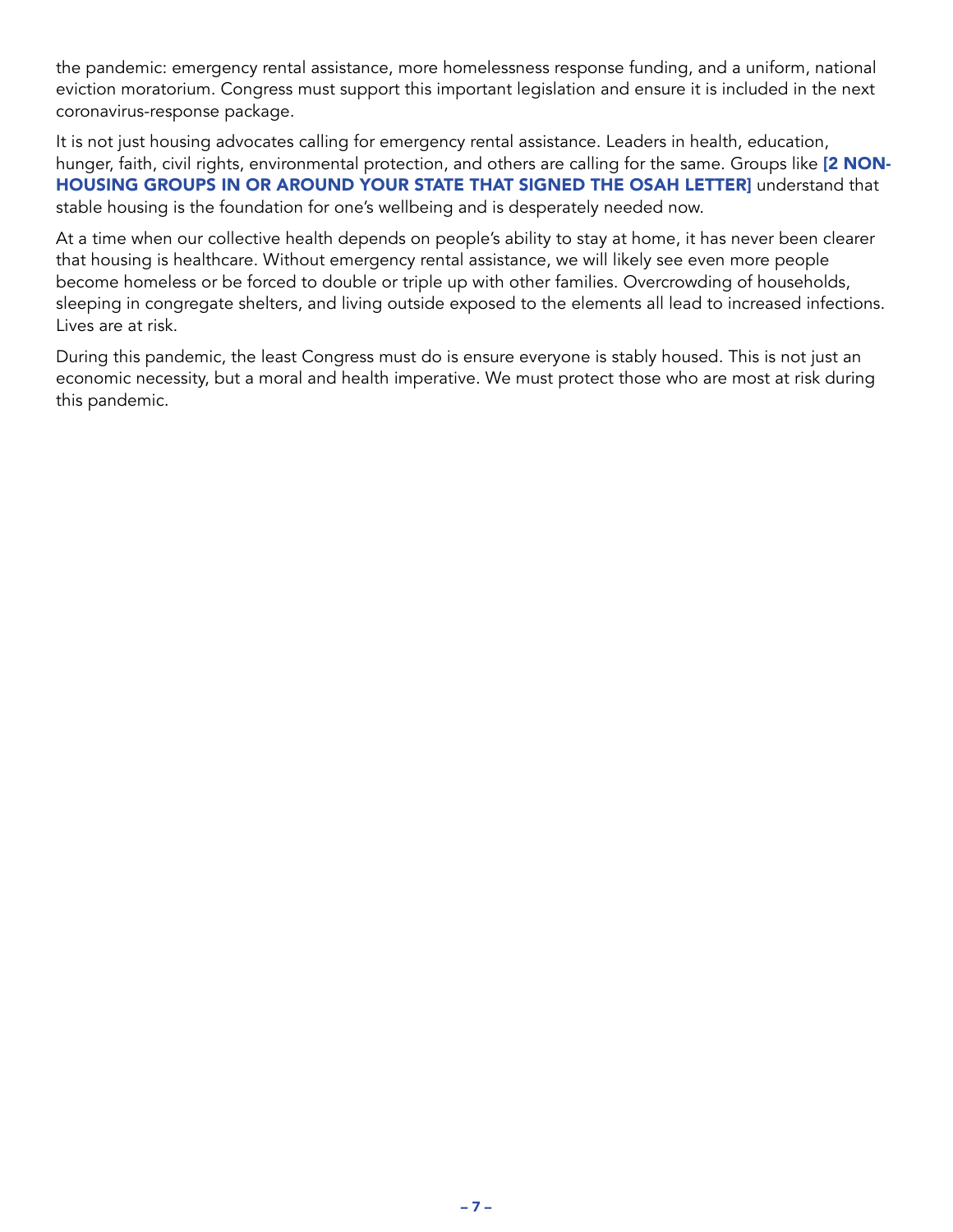the pandemic: emergency rental assistance, more homelessness response funding, and a uniform, national eviction moratorium. Congress must support this important legislation and ensure it is included in the next coronavirus-response package.

It is not just housing advocates calling for emergency rental assistance. Leaders in health, education, hunger, faith, civil rights, environmental protection, and others are calling for the same. Groups like **[2 NON-HOUSING GROUPS IN OR AROUND YOUR STATE THAT SIGNED THE OSAH LETTER]** understand that stable housing is the foundation for one's wellbeing and is desperately needed now.

At a time when our collective health depends on people's ability to stay at home, it has never been clearer that housing is healthcare. Without emergency rental assistance, we will likely see even more people become homeless or be forced to double or triple up with other families. Overcrowding of households, sleeping in congregate shelters, and living outside exposed to the elements all lead to increased infections. Lives are at risk.

During this pandemic, the least Congress must do is ensure everyone is stably housed. This is not just an economic necessity, but a moral and health imperative. We must protect those who are most at risk during this pandemic.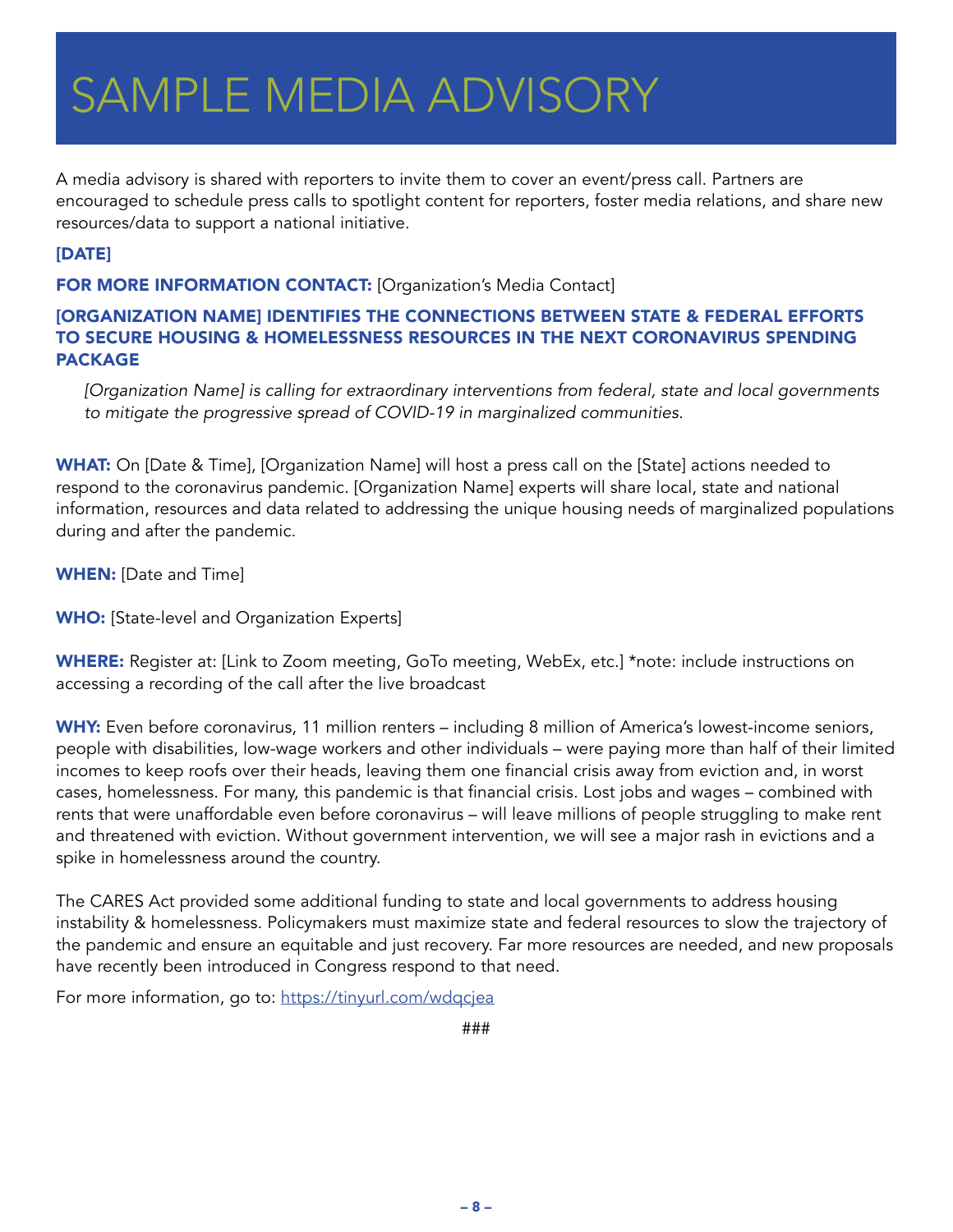# SAMPLE MEDIA ADVISORY

A media advisory is shared with reporters to invite them to cover an event/press call. Partners are encouraged to schedule press calls to spotlight content for reporters, foster media relations, and share new resources/data to support a national initiative.

**[DATE]**

**FOR MORE INFORMATION CONTACT:** [Organization's Media Contact]

**[ORGANIZATION NAME] IDENTIFIES THE CONNECTIONS BETWEEN STATE & FEDERAL EFFORTS TO SECURE HOUSING & HOMELESSNESS RESOURCES IN THE NEXT CORONAVIRUS SPENDING PACKAGE**

*[Organization Name] is calling for extraordinary interventions from federal, state and local governments to mitigate the progressive spread of COVID-19 in marginalized communities.*

**WHAT:** On [Date & Time], [Organization Name] will host a press call on the [State] actions needed to respond to the coronavirus pandemic. [Organization Name] experts will share local, state and national information, resources and data related to addressing the unique housing needs of marginalized populations during and after the pandemic.

**WHEN:** [Date and Time]

**WHO:** [State-level and Organization Experts]

**WHERE:** Register at: [Link to Zoom meeting, GoTo meeting, WebEx, etc.] *note: include instructions on accessing a recording of the call after the live broadcast

**WHY:** Even before coronavirus, 11 million renters – including 8 million of America's lowest-income seniors, people with disabilities, low-wage workers and other individuals – were paying more than half of their limited incomes to keep roofs over their heads, leaving them one financial crisis away from eviction and, in worst cases, homelessness. For many, this pandemic is that financial crisis. Lost jobs and wages – combined with rents that were unaffordable even before coronavirus – will leave millions of people struggling to make rent and threatened with eviction. Without government intervention, we will see a major rash in evictions and a spike in homelessness around the country.

The CARES Act provided some additional funding to state and local governments to address housing instability & homelessness. Policymakers must maximize state and federal resources to slow the trajectory of the pandemic and ensure an equitable and just recovery. Far more resources are needed, and new proposals have recently been introduced in Congress respond to that need.

For more information, go to: https://tinyurl.com/wdqcjea

###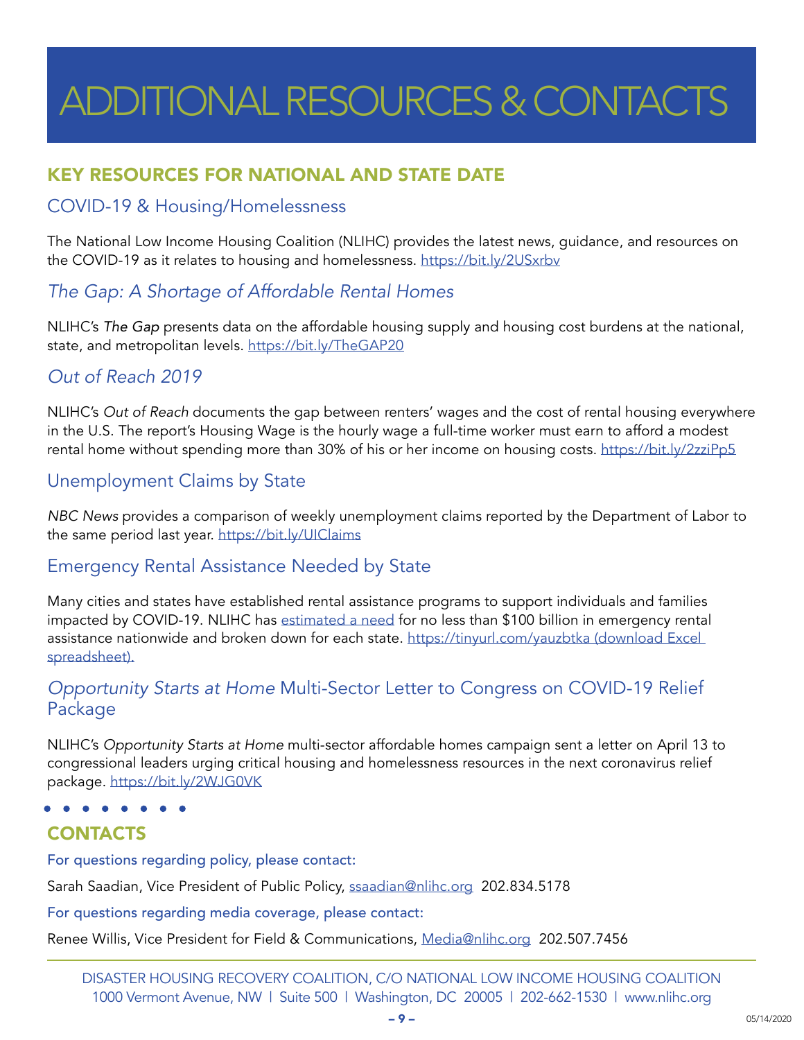# ADDITIONAL RESOURCES & CONTACTS

## KEY RESOURCES FOR NATIONAL AND STATE DATE

### COVID-19 & Housing/Homelessness

The National Low Income Housing Coalition (NLIHC) provides the latest news, guidance, and resources on the COVID-19 as it relates to housing and homelessness. https://bit.ly/2USxrbv

### *The Gap: A Shortage of Affordable Rental Homes*

NLIHC's *The Gap* presents data on the affordable housing supply and housing cost burdens at the national, state, and metropolitan levels. https://bit.ly/TheGAP20

### *Out of Reach 2019*

NLIHC's *Out of Reach* documents the gap between renters' wages and the cost of rental housing everywhere in the U.S. The report's Housing Wage is the hourly wage a full-time worker must earn to afford a modest rental home without spending more than 30% of his or her income on housing costs. https://bit.ly/2zziPp5

### Unemployment Claims by State

*NBC News* provides a comparison of weekly unemployment claims reported by the Department of Labor to the same period last year. https://bit.ly/UIClaims

### Emergency Rental Assistance Needed by State

Many cities and states have established rental assistance programs to support individuals and families impacted by COVID-19. NLIHC has estimated a need for no less than $100 billion in emergency rental assistance nationwide and broken down for each state. https://tinyurl.com/yauzbtka (download Excel spreadsheet).

### *Opportunity Starts at Home* Multi-Sector Letter to Congress on COVID-19 Relief Package

NLIHC's *Opportunity Starts at Home* multi-sector affordable homes campaign sent a letter on April 13 to congressional leaders urging critical housing and homelessness resources in the next coronavirus relief package. https://bit.ly/2WJG0VK

## CONTACTS

For questions regarding policy, please contact:

Sarah Saadian, Vice President of Public Policy, ssaadian@nlihc.org 202.834.5178

For questions regarding media coverage, please contact:

Renee Willis, Vice President for Field & Communications, Media@nlihc.org 202.507.7456

DISASTER HOUSING RECOVERY COALITION, C/O NATIONAL LOW INCOME HOUSING COALITION
1000 Vermont Avenue, NW | Suite 500 | Washington, DC 20005 | 202-662-1530 | www.nlihc.org